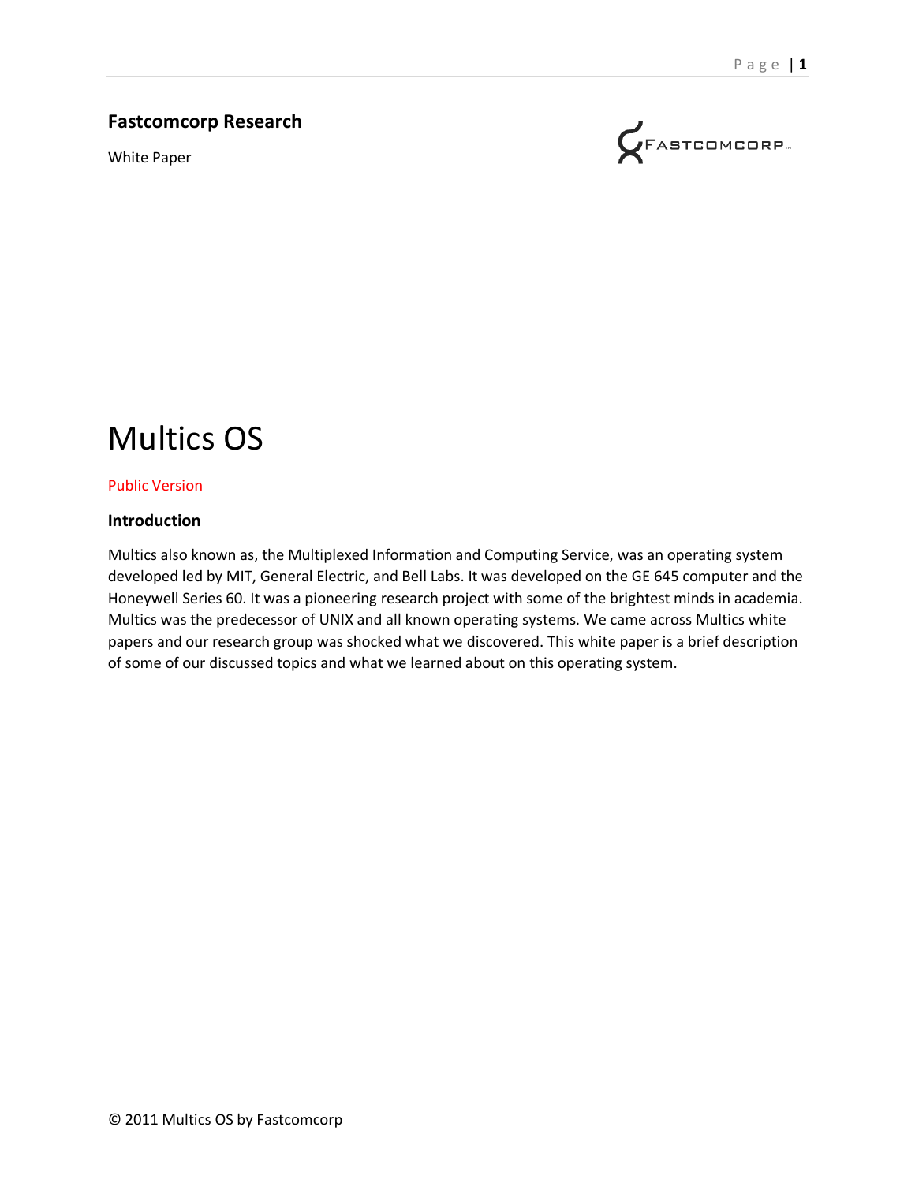**Fastcomcorp Research**

White Paper

# Multics OS

Public Version

### Introduction

Multics also known as, the Multiplexed Information and Computing Service, was an operating system developed led by MIT, General Electric, and Bell Labs. It was developed on the GE 645 computer and the Honeywell Series 60. It was a pioneering research project with some of the brightest minds in academia. Multics was the predecessor of UNIX and all known operating systems. We came across Multics white papers and our research group was shocked what we discovered. This white paper is a brief description of some of our discussed topics and what we learned about on this operating system.

© 2011 Multics OS by Fastcomcorp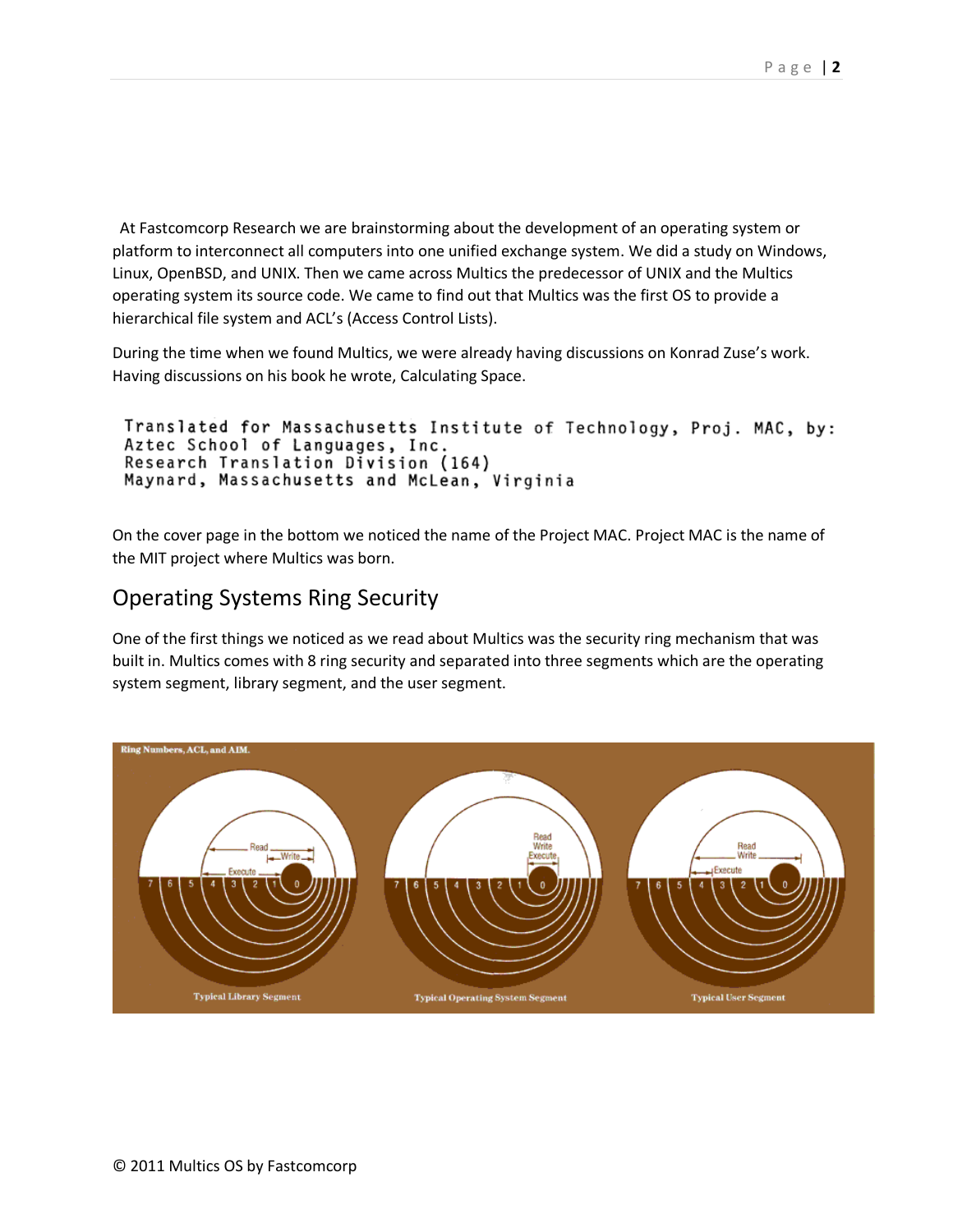At Fastcomcorp Research we are brainstorming about the development of an operating system or platform to interconnect all computers into one unified exchange system. We did a study on Windows, Linux, OpenBSD, and UNIX. Then we came across Multics the predecessor of UNIX and the Multics operating system its source code. We came to find out that Multics was the first OS to provide a hierarchical file system and ACL's (Access Control Lists).

During the time when we found Multics, we were already having discussions on Konrad Zuse's work. Having discussions on his book he wrote, Calculating Space.

```
Translated for Massachusetts Institute of Technology, Proj. MAC, by:
Aztec School of Languages, Inc.
Research Translation Division (164)
Maynard, Massachusetts and McLean, Virginia
```

On the cover page in the bottom we noticed the name of the Project MAC. Project MAC is the name of the MIT project where Multics was born.

## Operating Systems Ring Security

One of the first things we noticed as we read about Multics was the security ring mechanism that was built in. Multics comes with 8 ring security and separated into three segments which are the operating system segment, library segment, and the user segment.

Ring Numbers, ACL, and AIM.

Typical Library Segment — Typical Operating System Segment — Typical User Segment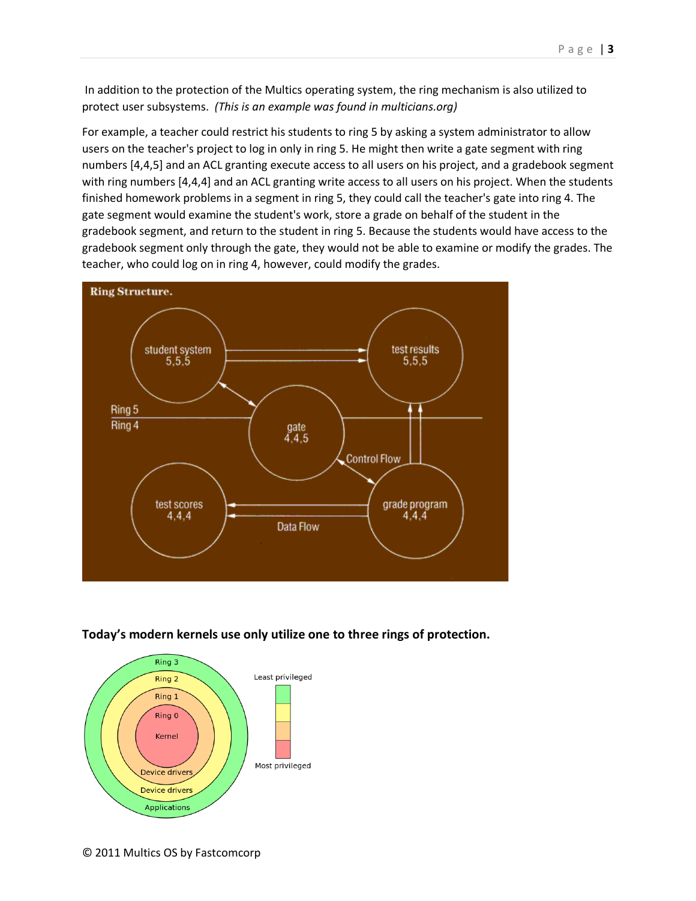In addition to the protection of the Multics operating system, the ring mechanism is also utilized to protect user subsystems. *(This is an example was found in multicians.org)*

For example, a teacher could restrict his students to ring 5 by asking a system administrator to allow users on the teacher's project to log in only in ring 5. He might then write a gate segment with ring numbers [4,4,5] and an ACL granting execute access to all users on his project, and a gradebook segment with ring numbers [4,4,4] and an ACL granting write access to all users on his project. When the students finished homework problems in a segment in ring 5, they could call the teacher's gate into ring 4. The gate segment would examine the student's work, store a grade on behalf of the student in the gradebook segment, and return to the student in ring 5. Because the students would have access to the gradebook segment only through the gate, they would not be able to examine or modify the grades. The teacher, who could log on in ring 4, however, could modify the grades.

**Today's modern kernels use only utilize one to three rings of protection.**

© 2011 Multics OS by Fastcomcorp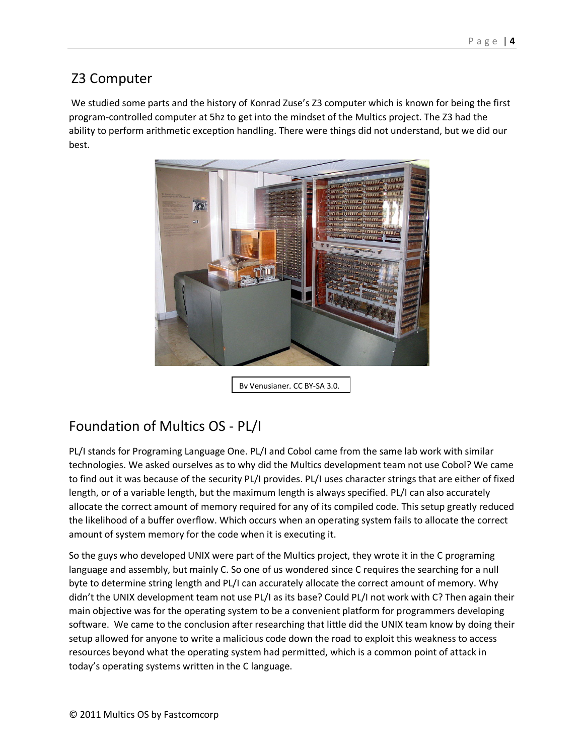## Z3 Computer

We studied some parts and the history of Konrad Zuse's Z3 computer which is known for being the first program-controlled computer at 5hz to get into the mindset of the Multics project. The Z3 had the ability to perform arithmetic exception handling. There were things did not understand, but we did our best.

By Venusianer, CC BY-SA 3.0,

## Foundation of Multics OS - PL/I

PL/I stands for Programing Language One. PL/I and Cobol came from the same lab work with similar technologies. We asked ourselves as to why did the Multics development team not use Cobol? We came to find out it was because of the security PL/I provides. PL/I uses character strings that are either of fixed length, or of a variable length, but the maximum length is always specified. PL/I can also accurately allocate the correct amount of memory required for any of its compiled code. This setup greatly reduced the likelihood of a buffer overflow. Which occurs when an operating system fails to allocate the correct amount of system memory for the code when it is executing it.

So the guys who developed UNIX were part of the Multics project, they wrote it in the C programing language and assembly, but mainly C. So one of us wondered since C requires the searching for a null byte to determine string length and PL/I can accurately allocate the correct amount of memory. Why didn't the UNIX development team not use PL/I as its base? Could PL/I not work with C? Then again their main objective was for the operating system to be a convenient platform for programmers developing software. We came to the conclusion after researching that little did the UNIX team know by doing their setup allowed for anyone to write a malicious code down the road to exploit this weakness to access resources beyond what the operating system had permitted, which is a common point of attack in today's operating systems written in the C language.

© 2011 Multics OS by Fastcomcorp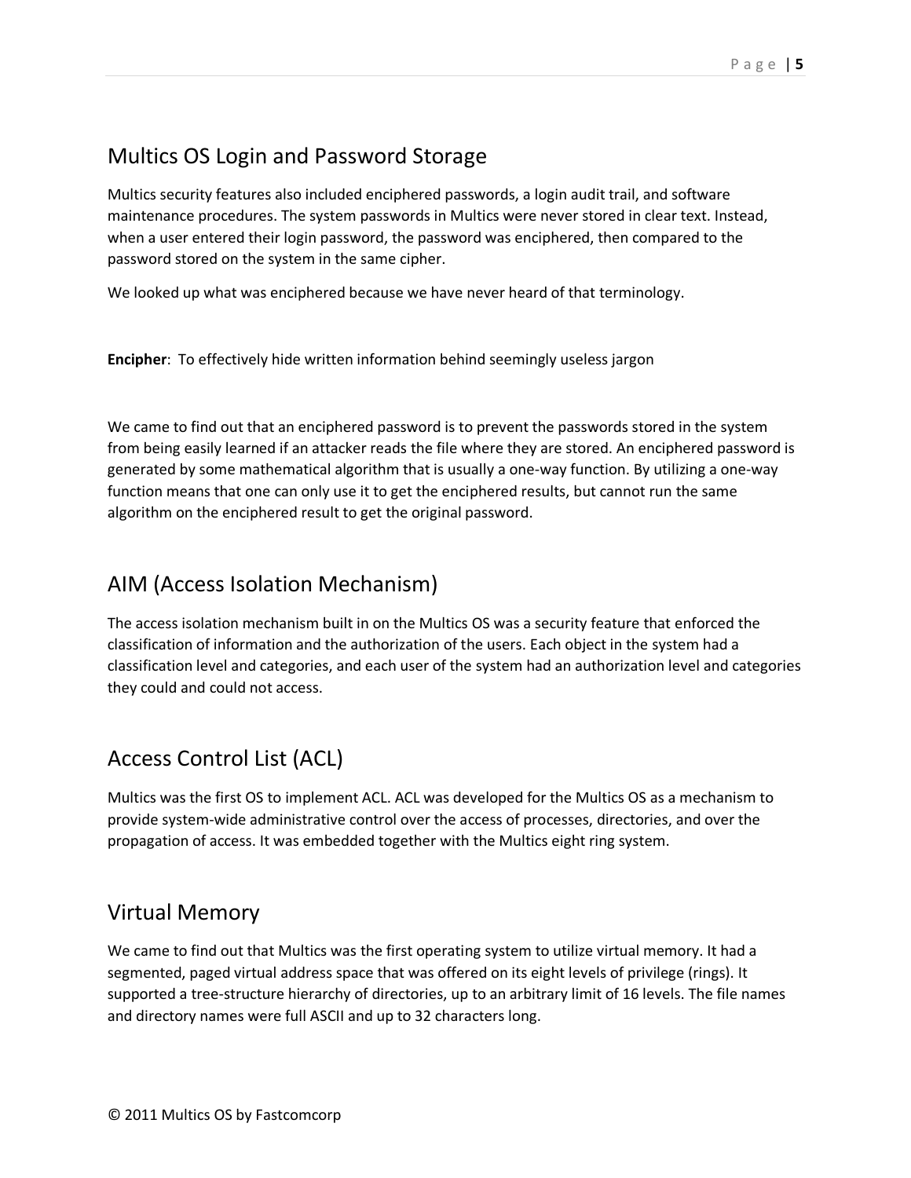## Multics OS Login and Password Storage

Multics security features also included enciphered passwords, a login audit trail, and software maintenance procedures. The system passwords in Multics were never stored in clear text. Instead, when a user entered their login password, the password was enciphered, then compared to the password stored on the system in the same cipher.

We looked up what was enciphered because we have never heard of that terminology.

**Encipher**: To effectively hide written information behind seemingly useless jargon

We came to find out that an enciphered password is to prevent the passwords stored in the system from being easily learned if an attacker reads the file where they are stored. An enciphered password is generated by some mathematical algorithm that is usually a one-way function. By utilizing a one-way function means that one can only use it to get the enciphered results, but cannot run the same algorithm on the enciphered result to get the original password.

## AIM (Access Isolation Mechanism)

The access isolation mechanism built in on the Multics OS was a security feature that enforced the classification of information and the authorization of the users. Each object in the system had a classification level and categories, and each user of the system had an authorization level and categories they could and could not access.

## Access Control List (ACL)

Multics was the first OS to implement ACL. ACL was developed for the Multics OS as a mechanism to provide system-wide administrative control over the access of processes, directories, and over the propagation of access. It was embedded together with the Multics eight ring system.

## Virtual Memory

We came to find out that Multics was the first operating system to utilize virtual memory. It had a segmented, paged virtual address space that was offered on its eight levels of privilege (rings). It supported a tree-structure hierarchy of directories, up to an arbitrary limit of 16 levels. The file names and directory names were full ASCII and up to 32 characters long.

© 2011 Multics OS by Fastcomcorp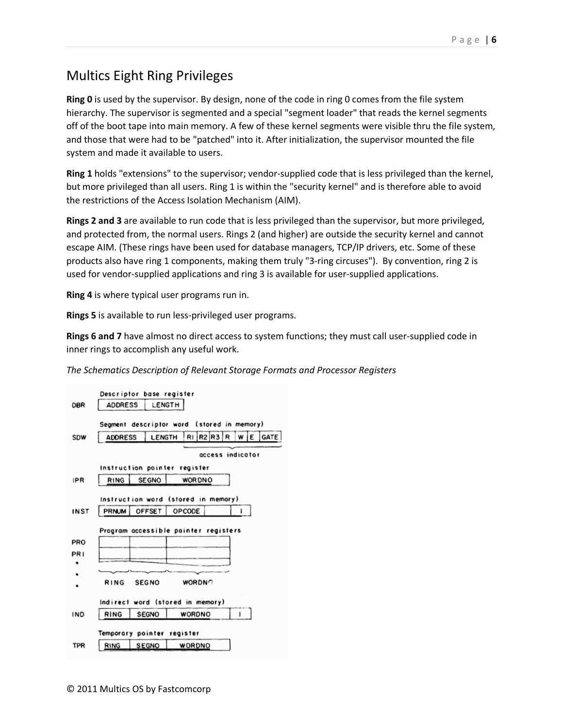## Multics Eight Ring Privileges

**Ring 0** is used by the supervisor. By design, none of the code in ring 0 comes from the file system hierarchy. The supervisor is segmented and a special "segment loader" that reads the kernel segments off of the boot tape into main memory. A few of these kernel segments were visible thru the file system, and those that were had to be "patched" into it. After initialization, the supervisor mounted the file system and made it available to users.

**Ring 1** holds "extensions" to the supervisor; vendor-supplied code that is less privileged than the kernel, but more privileged than all users. Ring 1 is within the "security kernel" and is therefore able to avoid the restrictions of the Access Isolation Mechanism (AIM).

**Rings 2 and 3** are available to run code that is less privileged than the supervisor, but more privileged, and protected from, the normal users. Rings 2 (and higher) are outside the security kernel and cannot escape AIM. (These rings have been used for database managers, TCP/IP drivers, etc. Some of these products also have ring 1 components, making them truly "3-ring circuses"). By convention, ring 2 is used for vendor-supplied applications and ring 3 is available for user-supplied applications.

**Ring 4** is where typical user programs run in.

**Rings 5** is available to run less-privileged user programs.

**Rings 6 and 7** have almost no direct access to system functions; they must call user-supplied code in inner rings to accomplish any useful work.

*The Schematics Description of Relevant Storage Formats and Processor Registers*

```
      Descriptor base register
DBR   | ADDRESS | LENGTH |

      Segment descriptor word (stored in memory)
SDW   | ADDRESS | LENGTH | R1 | R2 | R3 | R | W | E | GATE |
                          \_________ access indicator _______/

      Instruction pointer register
IPR   | RING | SEGNO | WORDNO |

      Instruction word (stored in memory)
INST  | PRNUM | OFFSET | OPCODE |   | I |

      Program accessible pointer registers
PR0   |      |       |        |
PR1   |      |       |        |
 .
 .      RING   SEGNO   WORDNO
 .

      Indirect word (stored in memory)
IND   | RING | SEGNO | WORDNO | I |

      Temporary pointer register
TPR   | RING | SEGNO | WORDNO |
```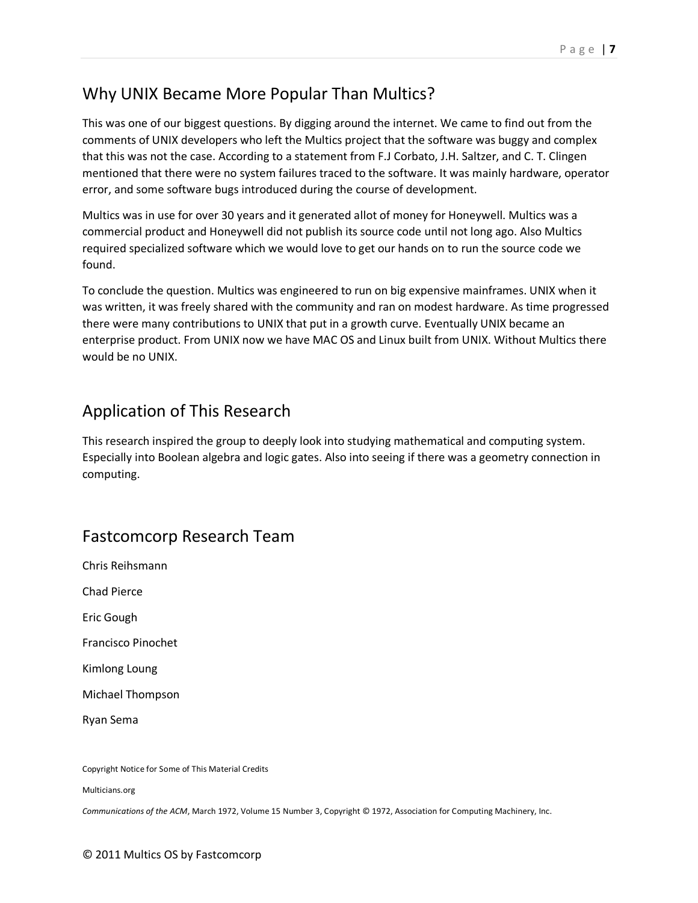## Why UNIX Became More Popular Than Multics?

This was one of our biggest questions. By digging around the internet. We came to find out from the comments of UNIX developers who left the Multics project that the software was buggy and complex that this was not the case. According to a statement from F.J Corbato, J.H. Saltzer, and C. T. Clingen mentioned that there were no system failures traced to the software. It was mainly hardware, operator error, and some software bugs introduced during the course of development.

Multics was in use for over 30 years and it generated allot of money for Honeywell. Multics was a commercial product and Honeywell did not publish its source code until not long ago. Also Multics required specialized software which we would love to get our hands on to run the source code we found.

To conclude the question. Multics was engineered to run on big expensive mainframes. UNIX when it was written, it was freely shared with the community and ran on modest hardware. As time progressed there were many contributions to UNIX that put in a growth curve. Eventually UNIX became an enterprise product. From UNIX now we have MAC OS and Linux built from UNIX. Without Multics there would be no UNIX.

## Application of This Research

This research inspired the group to deeply look into studying mathematical and computing system. Especially into Boolean algebra and logic gates. Also into seeing if there was a geometry connection in computing.

## Fastcomcorp Research Team

Chris Reihsmann

Chad Pierce

Eric Gough

Francisco Pinochet

Kimlong Loung

Michael Thompson

Ryan Sema

Copyright Notice for Some of This Material Credits

Multicians.org

*Communications of the ACM*, March 1972, Volume 15 Number 3, Copyright © 1972, Association for Computing Machinery, Inc.

© 2011 Multics OS by Fastcomcorp